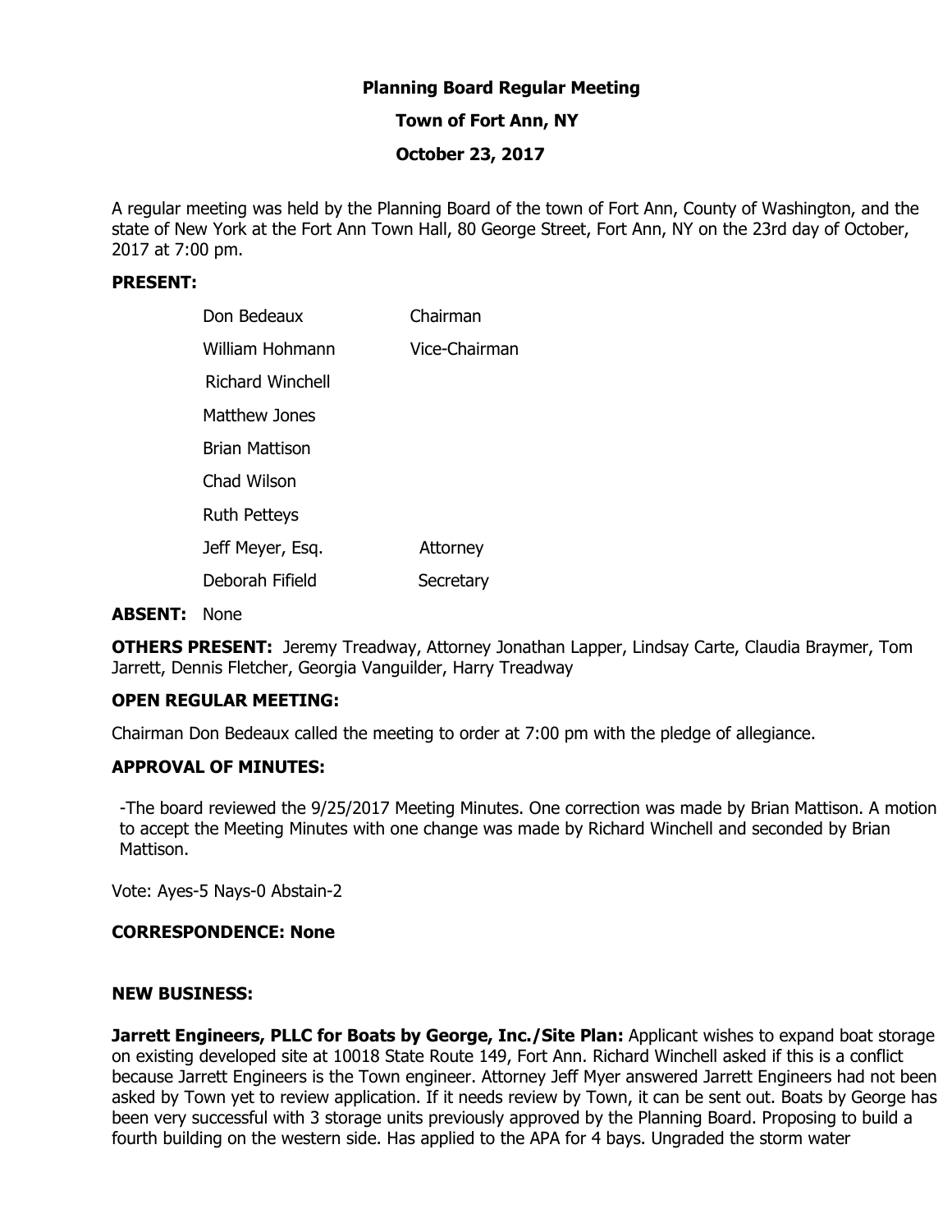# Planning Board Regular Meeting

## Town of Fort Ann, NY

## October 23, 2017

A regular meeting was held by the Planning Board of the town of Fort Ann, County of Washington, and the state of New York at the Fort Ann Town Hall, 80 George Street, Fort Ann, NY on the 23rd day of October, 2017 at 7:00 pm.

**PRESENT:**

| | |
|---|---|
| Don Bedeaux | Chairman |
| William Hohmann | Vice-Chairman |
| Richard Winchell | |
| Matthew Jones | |
| Brian Mattison | |
| Chad Wilson | |
| Ruth Petteys | |
| Jeff Meyer, Esq. | Attorney |
| Deborah Fifield | Secretary |

**ABSENT:** None

**OTHERS PRESENT:** Jeremy Treadway, Attorney Jonathan Lapper, Lindsay Carte, Claudia Braymer, Tom Jarrett, Dennis Fletcher, Georgia Vanguilder, Harry Treadway

**OPEN REGULAR MEETING:**

Chairman Don Bedeaux called the meeting to order at 7:00 pm with the pledge of allegiance.

**APPROVAL OF MINUTES:**

-The board reviewed the 9/25/2017 Meeting Minutes. One correction was made by Brian Mattison. A motion to accept the Meeting Minutes with one change was made by Richard Winchell and seconded by Brian Mattison.

Vote: Ayes-5 Nays-0 Abstain-2

**CORRESPONDENCE: None**

**NEW BUSINESS:**

**Jarrett Engineers, PLLC for Boats by George, Inc./Site Plan:** Applicant wishes to expand boat storage on existing developed site at 10018 State Route 149, Fort Ann. Richard Winchell asked if this is a conflict because Jarrett Engineers is the Town engineer. Attorney Jeff Myer answered Jarrett Engineers had not been asked by Town yet to review application. If it needs review by Town, it can be sent out. Boats by George has been very successful with 3 storage units previously approved by the Planning Board. Proposing to build a fourth building on the western side. Has applied to the APA for 4 bays. Ungraded the storm water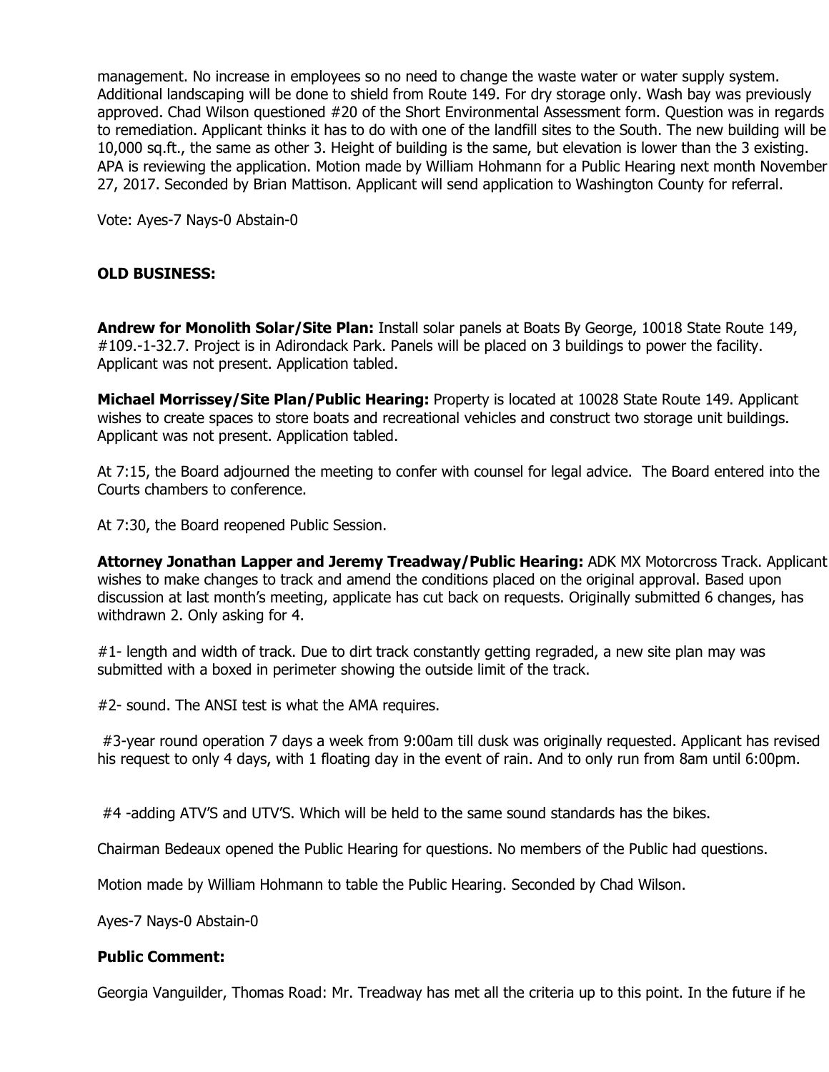management. No increase in employees so no need to change the waste water or water supply system. Additional landscaping will be done to shield from Route 149. For dry storage only. Wash bay was previously approved. Chad Wilson questioned #20 of the Short Environmental Assessment form. Question was in regards to remediation. Applicant thinks it has to do with one of the landfill sites to the South. The new building will be 10,000 sq.ft., the same as other 3. Height of building is the same, but elevation is lower than the 3 existing. APA is reviewing the application. Motion made by William Hohmann for a Public Hearing next month November 27, 2017. Seconded by Brian Mattison. Applicant will send application to Washington County for referral.

Vote: Ayes-7 Nays-0 Abstain-0

**OLD BUSINESS:**

**Andrew for Monolith Solar/Site Plan:** Install solar panels at Boats By George, 10018 State Route 149, #109.-1-32.7. Project is in Adirondack Park. Panels will be placed on 3 buildings to power the facility. Applicant was not present. Application tabled.

**Michael Morrissey/Site Plan/Public Hearing:** Property is located at 10028 State Route 149. Applicant wishes to create spaces to store boats and recreational vehicles and construct two storage unit buildings. Applicant was not present. Application tabled.

At 7:15, the Board adjourned the meeting to confer with counsel for legal advice. The Board entered into the Courts chambers to conference.

At 7:30, the Board reopened Public Session.

**Attorney Jonathan Lapper and Jeremy Treadway/Public Hearing:** ADK MX Motorcross Track. Applicant wishes to make changes to track and amend the conditions placed on the original approval. Based upon discussion at last month's meeting, applicate has cut back on requests. Originally submitted 6 changes, has withdrawn 2. Only asking for 4.

#1- length and width of track. Due to dirt track constantly getting regraded, a new site plan may was submitted with a boxed in perimeter showing the outside limit of the track.

#2- sound. The ANSI test is what the AMA requires.

#3-year round operation 7 days a week from 9:00am till dusk was originally requested. Applicant has revised his request to only 4 days, with 1 floating day in the event of rain. And to only run from 8am until 6:00pm.

#4 -adding ATV'S and UTV'S. Which will be held to the same sound standards has the bikes.

Chairman Bedeaux opened the Public Hearing for questions. No members of the Public had questions.

Motion made by William Hohmann to table the Public Hearing. Seconded by Chad Wilson.

Ayes-7 Nays-0 Abstain-0

**Public Comment:**

Georgia Vanguilder, Thomas Road: Mr. Treadway has met all the criteria up to this point. In the future if he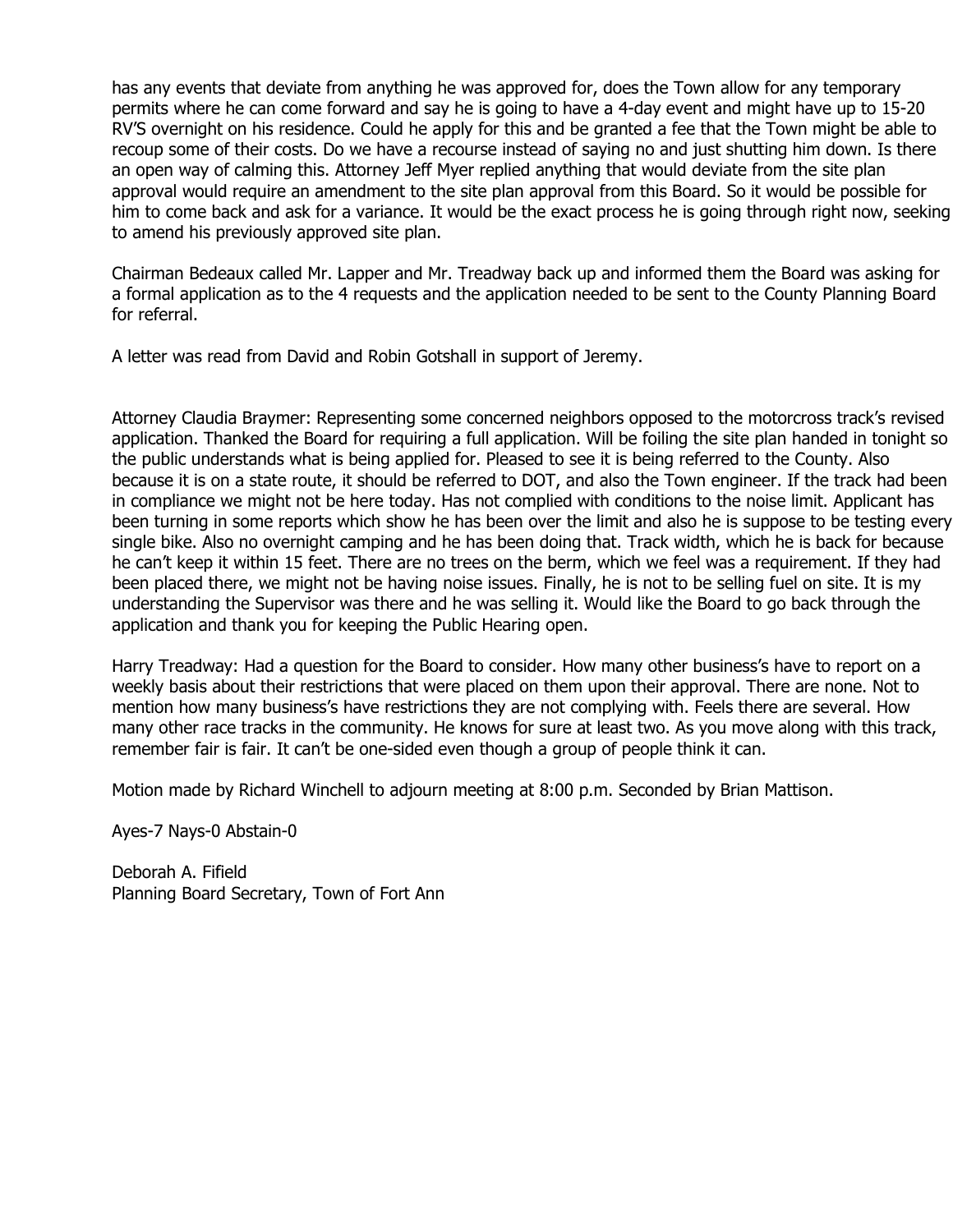has any events that deviate from anything he was approved for, does the Town allow for any temporary permits where he can come forward and say he is going to have a 4-day event and might have up to 15-20 RV'S overnight on his residence. Could he apply for this and be granted a fee that the Town might be able to recoup some of their costs. Do we have a recourse instead of saying no and just shutting him down. Is there an open way of calming this. Attorney Jeff Myer replied anything that would deviate from the site plan approval would require an amendment to the site plan approval from this Board. So it would be possible for him to come back and ask for a variance. It would be the exact process he is going through right now, seeking to amend his previously approved site plan.

Chairman Bedeaux called Mr. Lapper and Mr. Treadway back up and informed them the Board was asking for a formal application as to the 4 requests and the application needed to be sent to the County Planning Board for referral.

A letter was read from David and Robin Gotshall in support of Jeremy.

Attorney Claudia Braymer: Representing some concerned neighbors opposed to the motorcross track's revised application. Thanked the Board for requiring a full application. Will be foiling the site plan handed in tonight so the public understands what is being applied for. Pleased to see it is being referred to the County. Also because it is on a state route, it should be referred to DOT, and also the Town engineer. If the track had been in compliance we might not be here today. Has not complied with conditions to the noise limit. Applicant has been turning in some reports which show he has been over the limit and also he is suppose to be testing every single bike. Also no overnight camping and he has been doing that. Track width, which he is back for because he can't keep it within 15 feet. There are no trees on the berm, which we feel was a requirement. If they had been placed there, we might not be having noise issues. Finally, he is not to be selling fuel on site. It is my understanding the Supervisor was there and he was selling it. Would like the Board to go back through the application and thank you for keeping the Public Hearing open.

Harry Treadway: Had a question for the Board to consider. How many other business's have to report on a weekly basis about their restrictions that were placed on them upon their approval. There are none. Not to mention how many business's have restrictions they are not complying with. Feels there are several. How many other race tracks in the community. He knows for sure at least two. As you move along with this track, remember fair is fair. It can't be one-sided even though a group of people think it can.

Motion made by Richard Winchell to adjourn meeting at 8:00 p.m. Seconded by Brian Mattison.

Ayes-7 Nays-0 Abstain-0

Deborah A. Fifield  
Planning Board Secretary, Town of Fort Ann